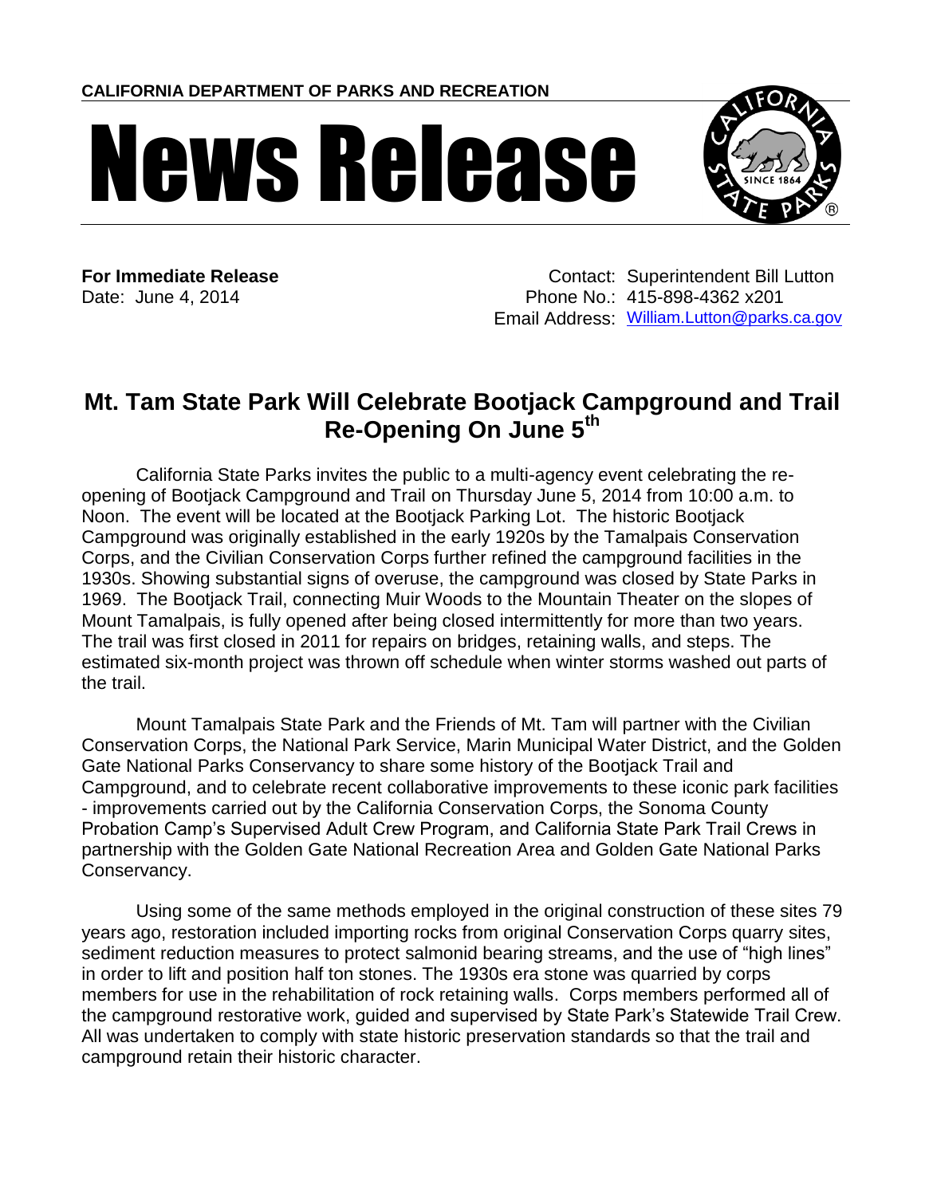**CALIFORNIA DEPARTMENT OF PARKS AND RECREATION**

# News Release

**For Immediate Release**
Date: June 4, 2014

Contact: Superintendent Bill Lutton
Phone No.: 415-898-4362 x201
Email Address: William.Lutton@parks.ca.gov

## Mt. Tam State Park Will Celebrate Bootjack Campground and Trail Re-Opening On June 5th

California State Parks invites the public to a multi-agency event celebrating the re-opening of Bootjack Campground and Trail on Thursday June 5, 2014 from 10:00 a.m. to Noon. The event will be located at the Bootjack Parking Lot. The historic Bootjack Campground was originally established in the early 1920s by the Tamalpais Conservation Corps, and the Civilian Conservation Corps further refined the campground facilities in the 1930s. Showing substantial signs of overuse, the campground was closed by State Parks in 1969. The Bootjack Trail, connecting Muir Woods to the Mountain Theater on the slopes of Mount Tamalpais, is fully opened after being closed intermittently for more than two years. The trail was first closed in 2011 for repairs on bridges, retaining walls, and steps. The estimated six-month project was thrown off schedule when winter storms washed out parts of the trail.

Mount Tamalpais State Park and the Friends of Mt. Tam will partner with the Civilian Conservation Corps, the National Park Service, Marin Municipal Water District, and the Golden Gate National Parks Conservancy to share some history of the Bootjack Trail and Campground, and to celebrate recent collaborative improvements to these iconic park facilities - improvements carried out by the California Conservation Corps, the Sonoma County Probation Camp's Supervised Adult Crew Program, and California State Park Trail Crews in partnership with the Golden Gate National Recreation Area and Golden Gate National Parks Conservancy.

Using some of the same methods employed in the original construction of these sites 79 years ago, restoration included importing rocks from original Conservation Corps quarry sites, sediment reduction measures to protect salmonid bearing streams, and the use of "high lines" in order to lift and position half ton stones. The 1930s era stone was quarried by corps members for use in the rehabilitation of rock retaining walls. Corps members performed all of the campground restorative work, guided and supervised by State Park's Statewide Trail Crew. All was undertaken to comply with state historic preservation standards so that the trail and campground retain their historic character.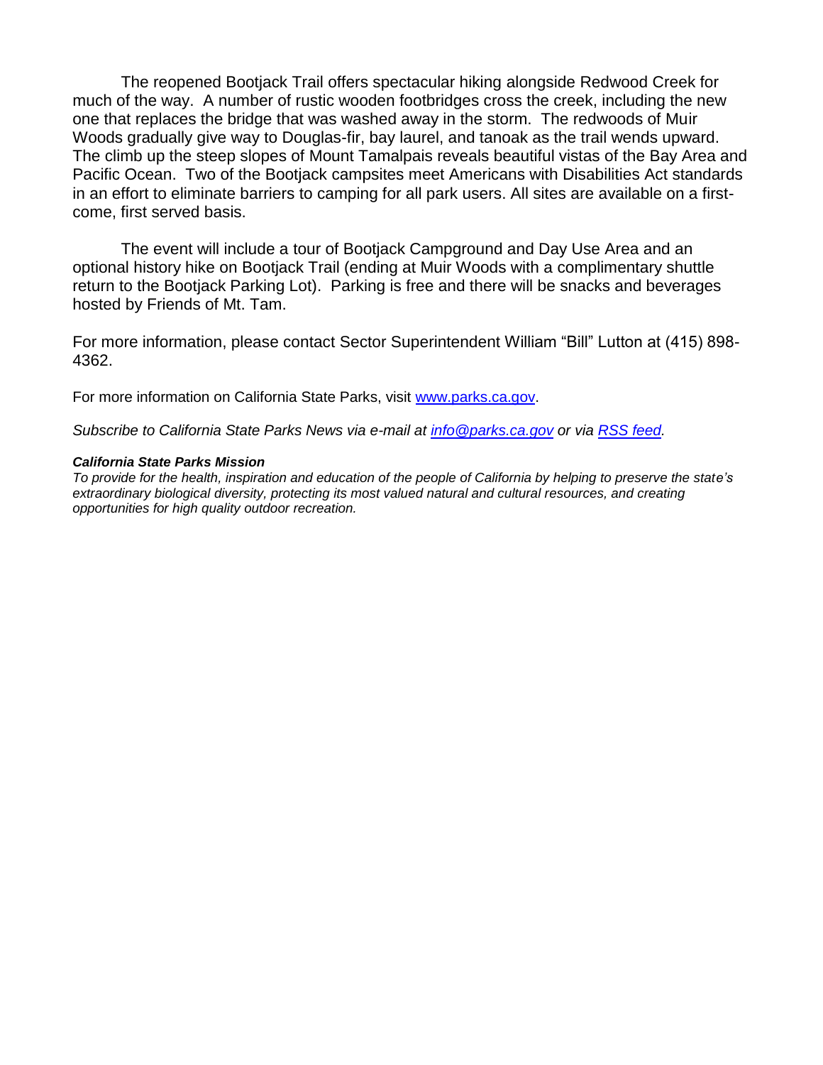The reopened Bootjack Trail offers spectacular hiking alongside Redwood Creek for much of the way. A number of rustic wooden footbridges cross the creek, including the new one that replaces the bridge that was washed away in the storm. The redwoods of Muir Woods gradually give way to Douglas-fir, bay laurel, and tanoak as the trail wends upward. The climb up the steep slopes of Mount Tamalpais reveals beautiful vistas of the Bay Area and Pacific Ocean. Two of the Bootjack campsites meet Americans with Disabilities Act standards in an effort to eliminate barriers to camping for all park users. All sites are available on a first-come, first served basis.

The event will include a tour of Bootjack Campground and Day Use Area and an optional history hike on Bootjack Trail (ending at Muir Woods with a complimentary shuttle return to the Bootjack Parking Lot). Parking is free and there will be snacks and beverages hosted by Friends of Mt. Tam.

For more information, please contact Sector Superintendent William "Bill" Lutton at (415) 898-4362.

For more information on California State Parks, visit [www.parks.ca.gov](http://www.parks.ca.gov).

*Subscribe to California State Parks News via e-mail at [info@parks.ca.gov](mailto:info@parks.ca.gov) or via [RSS feed](#).*

***California State Parks Mission***

*To provide for the health, inspiration and education of the people of California by helping to preserve the state's extraordinary biological diversity, protecting its most valued natural and cultural resources, and creating opportunities for high quality outdoor recreation.*